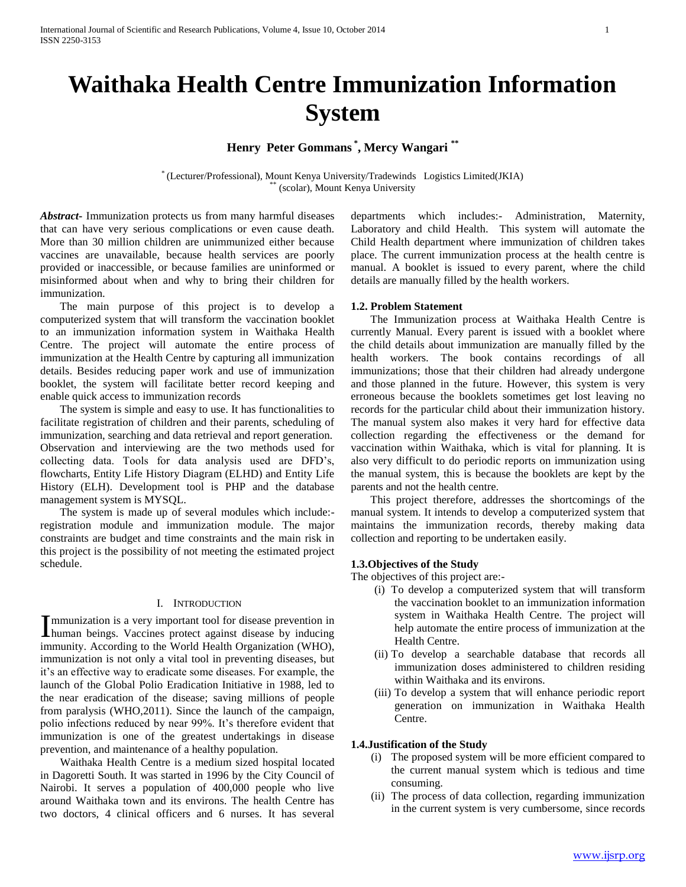# Waithaka Health Centre Immunization Information System

**Henry Peter Gommans [*], Mercy Wangari [**]**

[*] (Lecturer/Professional), Mount Kenya University/Tradewinds Logistics Limited(JKIA)
[**] (scolar), Mount Kenya University

***Abstract-*** Immunization protects us from many harmful diseases that can have very serious complications or even cause death. More than 30 million children are unimmunized either because vaccines are unavailable, because health services are poorly provided or inaccessible, or because families are uninformed or misinformed about when and why to bring their children for immunization.

The main purpose of this project is to develop a computerized system that will transform the vaccination booklet to an immunization information system in Waithaka Health Centre. The project will automate the entire process of immunization at the Health Centre by capturing all immunization details. Besides reducing paper work and use of immunization booklet, the system will facilitate better record keeping and enable quick access to immunization records

The system is simple and easy to use. It has functionalities to facilitate registration of children and their parents, scheduling of immunization, searching and data retrieval and report generation. Observation and interviewing are the two methods used for collecting data. Tools for data analysis used are DFD's, flowcharts, Entity Life History Diagram (ELHD) and Entity Life History (ELH). Development tool is PHP and the database management system is MYSQL.

The system is made up of several modules which include:- registration module and immunization module. The major constraints are budget and time constraints and the main risk in this project is the possibility of not meeting the estimated project schedule.

## I. Introduction

Immunization is a very important tool for disease prevention in human beings. Vaccines protect against disease by inducing immunity. According to the World Health Organization (WHO), immunization is not only a vital tool in preventing diseases, but it's an effective way to eradicate some diseases. For example, the launch of the Global Polio Eradication Initiative in 1988, led to the near eradication of the disease; saving millions of people from paralysis (WHO,2011). Since the launch of the campaign, polio infections reduced by near 99%. It's therefore evident that immunization is one of the greatest undertakings in disease prevention, and maintenance of a healthy population.

Waithaka Health Centre is a medium sized hospital located in Dagoretti South. It was started in 1996 by the City Council of Nairobi. It serves a population of 400,000 people who live around Waithaka town and its environs. The health Centre has two doctors, 4 clinical officers and 6 nurses. It has several departments which includes:- Administration, Maternity, Laboratory and child Health. This system will automate the Child Health department where immunization of children takes place. The current immunization process at the health centre is manual. A booklet is issued to every parent, where the child details are manually filled by the health workers.

### 1.2. Problem Statement

The Immunization process at Waithaka Health Centre is currently Manual. Every parent is issued with a booklet where the child details about immunization are manually filled by the health workers. The book contains recordings of all immunizations; those that their children had already undergone and those planned in the future. However, this system is very erroneous because the booklets sometimes get lost leaving no records for the particular child about their immunization history. The manual system also makes it very hard for effective data collection regarding the effectiveness or the demand for vaccination within Waithaka, which is vital for planning. It is also very difficult to do periodic reports on immunization using the manual system, this is because the booklets are kept by the parents and not the health centre.

This project therefore, addresses the shortcomings of the manual system. It intends to develop a computerized system that maintains the immunization records, thereby making data collection and reporting to be undertaken easily.

### 1.3.Objectives of the Study

The objectives of this project are:-

(i) To develop a computerized system that will transform the vaccination booklet to an immunization information system in Waithaka Health Centre. The project will help automate the entire process of immunization at the Health Centre.

(ii) To develop a searchable database that records all immunization doses administered to children residing within Waithaka and its environs.

(iii) To develop a system that will enhance periodic report generation on immunization in Waithaka Health Centre.

### 1.4.Justification of the Study

(i) The proposed system will be more efficient compared to the current manual system which is tedious and time consuming.

(ii) The process of data collection, regarding immunization in the current system is very cumbersome, since records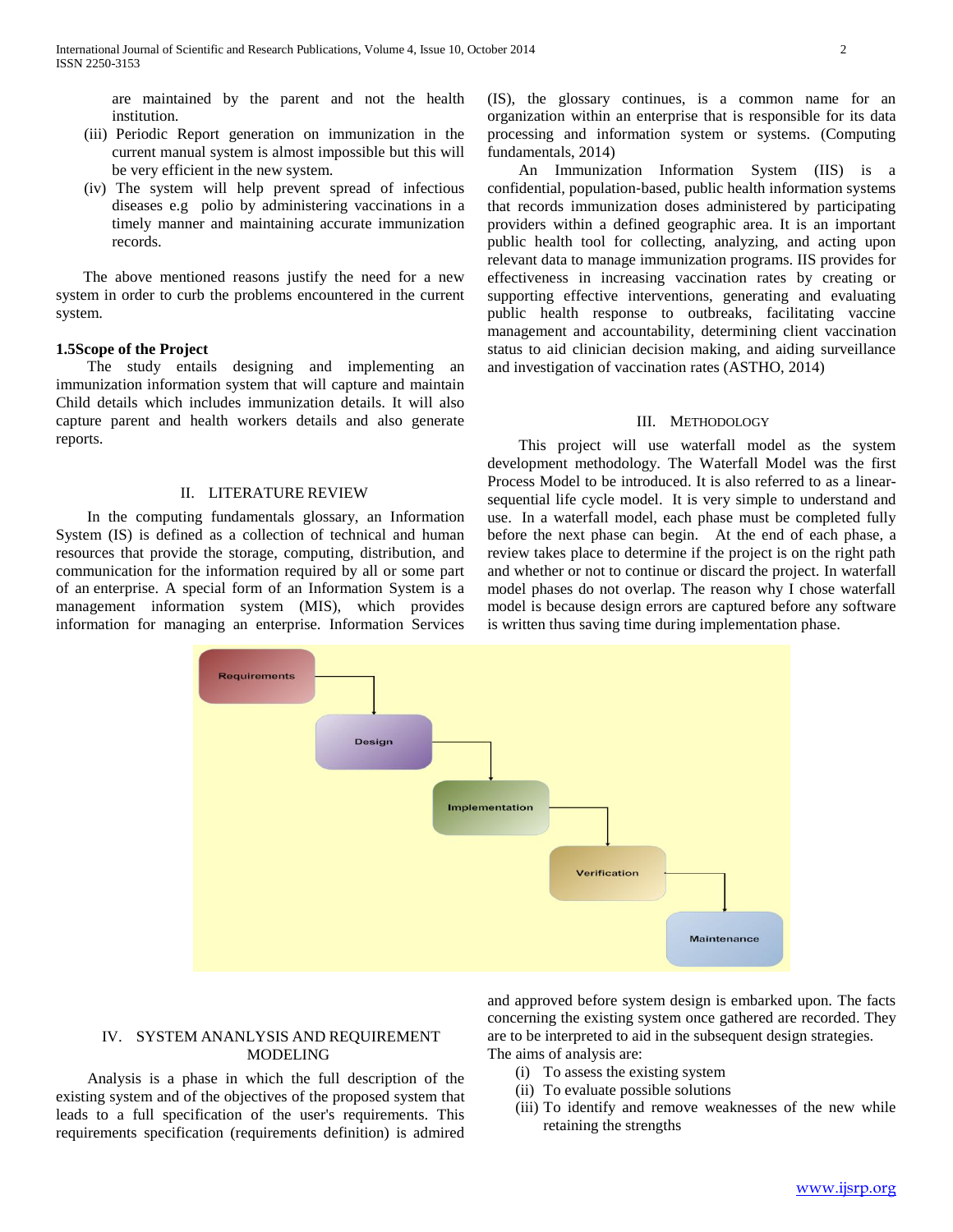are maintained by the parent and not the health institution.

(iii) Periodic Report generation on immunization in the current manual system is almost impossible but this will be very efficient in the new system.

(iv) The system will help prevent spread of infectious diseases e.g polio by administering vaccinations in a timely manner and maintaining accurate immunization records.

The above mentioned reasons justify the need for a new system in order to curb the problems encountered in the current system.

### 1.5Scope of the Project

The study entails designing and implementing an immunization information system that will capture and maintain Child details which includes immunization details. It will also capture parent and health workers details and also generate reports.

## II. LITERATURE REVIEW

In the computing fundamentals glossary, an Information System (IS) is defined as a collection of technical and human resources that provide the storage, computing, distribution, and communication for the information required by all or some part of an enterprise. A special form of an Information System is a management information system (MIS), which provides information for managing an enterprise. Information Services (IS), the glossary continues, is a common name for an organization within an enterprise that is responsible for its data processing and information system or systems. (Computing fundamentals, 2014)

An Immunization Information System (IIS) is a confidential, population-based, public health information systems that records immunization doses administered by participating providers within a defined geographic area. It is an important public health tool for collecting, analyzing, and acting upon relevant data to manage immunization programs. IIS provides for effectiveness in increasing vaccination rates by creating or supporting effective interventions, generating and evaluating public health response to outbreaks, facilitating vaccine management and accountability, determining client vaccination status to aid clinician decision making, and aiding surveillance and investigation of vaccination rates (ASTHO, 2014)

## III. METHODOLOGY

This project will use waterfall model as the system development methodology. The Waterfall Model was the first Process Model to be introduced. It is also referred to as a linear-sequential life cycle model. It is very simple to understand and use. In a waterfall model, each phase must be completed fully before the next phase can begin. At the end of each phase, a review takes place to determine if the project is on the right path and whether or not to continue or discard the project. In waterfall model phases do not overlap. The reason why I chose waterfall model is because design errors are captured before any software is written thus saving time during implementation phase.

Requirements → Design → Implementation → Verification → Maintenance

## IV. SYSTEM ANANLYSIS AND REQUIREMENT MODELING

Analysis is a phase in which the full description of the existing system and of the objectives of the proposed system that leads to a full specification of the user's requirements. This requirements specification (requirements definition) is admired and approved before system design is embarked upon. The facts concerning the existing system once gathered are recorded. They are to be interpreted to aid in the subsequent design strategies.

The aims of analysis are:

(i) To assess the existing system

(ii) To evaluate possible solutions

(iii) To identify and remove weaknesses of the new while retaining the strengths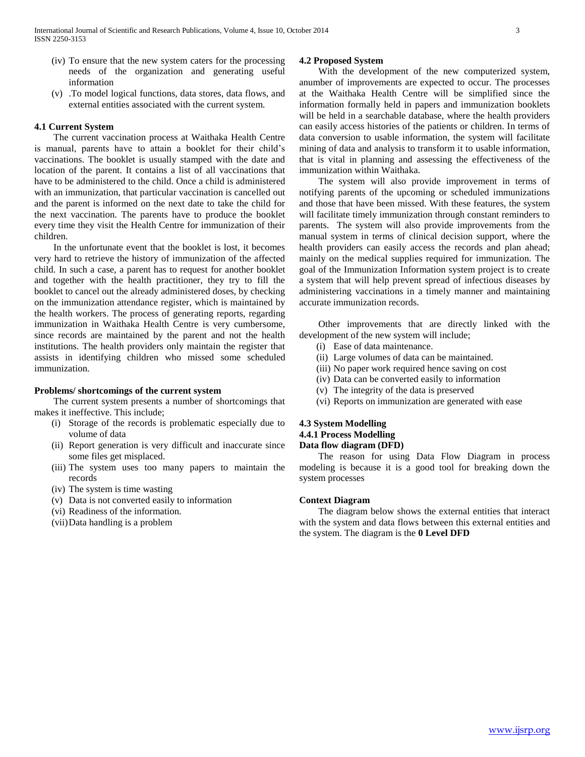(iv) To ensure that the new system caters for the processing needs of the organization and generating useful information

(v) .To model logical functions, data stores, data flows, and external entities associated with the current system.

### 4.1 Current System

The current vaccination process at Waithaka Health Centre is manual, parents have to attain a booklet for their child's vaccinations. The booklet is usually stamped with the date and location of the parent. It contains a list of all vaccinations that have to be administered to the child. Once a child is administered with an immunization, that particular vaccination is cancelled out and the parent is informed on the next date to take the child for the next vaccination. The parents have to produce the booklet every time they visit the Health Centre for immunization of their children.

In the unfortunate event that the booklet is lost, it becomes very hard to retrieve the history of immunization of the affected child. In such a case, a parent has to request for another booklet and together with the health practitioner, they try to fill the booklet to cancel out the already administered doses, by checking on the immunization attendance register, which is maintained by the health workers. The process of generating reports, regarding immunization in Waithaka Health Centre is very cumbersome, since records are maintained by the parent and not the health institutions. The health providers only maintain the register that assists in identifying children who missed some scheduled immunization.

**Problems/ shortcomings of the current system**

The current system presents a number of shortcomings that makes it ineffective. This include;

(i) Storage of the records is problematic especially due to volume of data
(ii) Report generation is very difficult and inaccurate since some files get misplaced.
(iii) The system uses too many papers to maintain the records
(iv) The system is time wasting
(v) Data is not converted easily to information
(vi) Readiness of the information.
(vii) Data handling is a problem

### 4.2 Proposed System

With the development of the new computerized system, anumber of improvements are expected to occur. The processes at the Waithaka Health Centre will be simplified since the information formally held in papers and immunization booklets will be held in a searchable database, where the health providers can easily access histories of the patients or children. In terms of data conversion to usable information, the system will facilitate mining of data and analysis to transform it to usable information, that is vital in planning and assessing the effectiveness of the immunization within Waithaka.

The system will also provide improvement in terms of notifying parents of the upcoming or scheduled immunizations and those that have been missed. With these features, the system will facilitate timely immunization through constant reminders to parents. The system will also provide improvements from the manual system in terms of clinical decision support, where the health providers can easily access the records and plan ahead; mainly on the medical supplies required for immunization. The goal of the Immunization Information system project is to create a system that will help prevent spread of infectious diseases by administering vaccinations in a timely manner and maintaining accurate immunization records.

Other improvements that are directly linked with the development of the new system will include;

(i) Ease of data maintenance.
(ii) Large volumes of data can be maintained.
(iii) No paper work required hence saving on cost
(iv) Data can be converted easily to information
(v) The integrity of the data is preserved
(vi) Reports on immunization are generated with ease

### 4.3 System Modelling

#### 4.4.1 Process Modelling

**Data flow diagram (DFD)**

The reason for using Data Flow Diagram in process modeling is because it is a good tool for breaking down the system processes

**Context Diagram**

The diagram below shows the external entities that interact with the system and data flows between this external entities and the system. The diagram is the **0 Level DFD**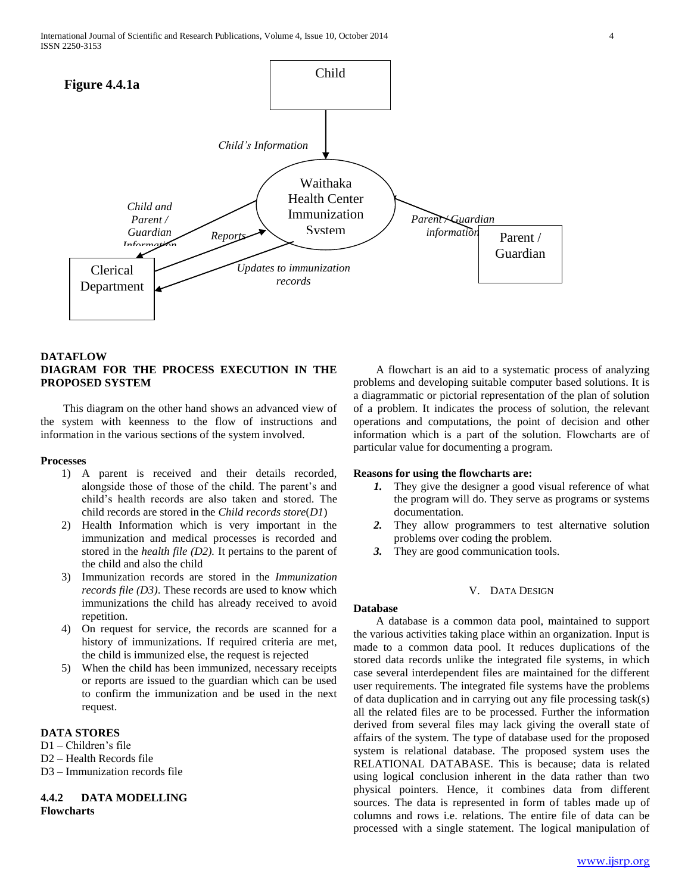**Figure 4.4.1a**

Child

*Child's Information*

Waithaka Health Center Immunization System

*Child and Parent / Guardian Information*

*Reports*

*Parent / Guardian information*

Parent / Guardian

Clerical Department

*Updates to immunization records*

**DATAFLOW DIAGRAM FOR THE PROCESS EXECUTION IN THE PROPOSED SYSTEM**

This diagram on the other hand shows an advanced view of the system with keenness to the flow of instructions and information in the various sections of the system involved.

**Processes**

1) A parent is received and their details recorded, alongside those of those of the child. The parent's and child's health records are also taken and stored. The child records are stored in the *Child records store*(*D1*)
2) Health Information which is very important in the immunization and medical processes is recorded and stored in the *health file (D2).* It pertains to the parent of the child and also the child
3) Immunization records are stored in the *Immunization records file (D3)*. These records are used to know which immunizations the child has already received to avoid repetition.
4) On request for service, the records are scanned for a history of immunizations. If required criteria are met, the child is immunized else, the request is rejected
5) When the child has been immunized, necessary receipts or reports are issued to the guardian which can be used to confirm the immunization and be used in the next request.

**DATA STORES**

D1 – Children's file
D2 – Health Records file
D3 – Immunization records file

### 4.4.2 DATA MODELLING

**Flowcharts**

A flowchart is an aid to a systematic process of analyzing problems and developing suitable computer based solutions. It is a diagrammatic or pictorial representation of the plan of solution of a problem. It indicates the process of solution, the relevant operations and computations, the point of decision and other information which is a part of the solution. Flowcharts are of particular value for documenting a program.

**Reasons for using the flowcharts are:**

1. They give the designer a good visual reference of what the program will do. They serve as programs or systems documentation.
2. They allow programmers to test alternative solution problems over coding the problem.
3. They are good communication tools.

## V. Data Design

**Database**

A database is a common data pool, maintained to support the various activities taking place within an organization. Input is made to a common data pool. It reduces duplications of the stored data records unlike the integrated file systems, in which case several interdependent files are maintained for the different user requirements. The integrated file systems have the problems of data duplication and in carrying out any file processing task(s) all the related files are to be processed. Further the information derived from several files may lack giving the overall state of affairs of the system. The type of database used for the proposed system is relational database. The proposed system uses the RELATIONAL DATABASE. This is because; data is related using logical conclusion inherent in the data rather than two physical pointers. Hence, it combines data from different sources. The data is represented in form of tables made up of columns and rows i.e. relations. The entire file of data can be processed with a single statement. The logical manipulation of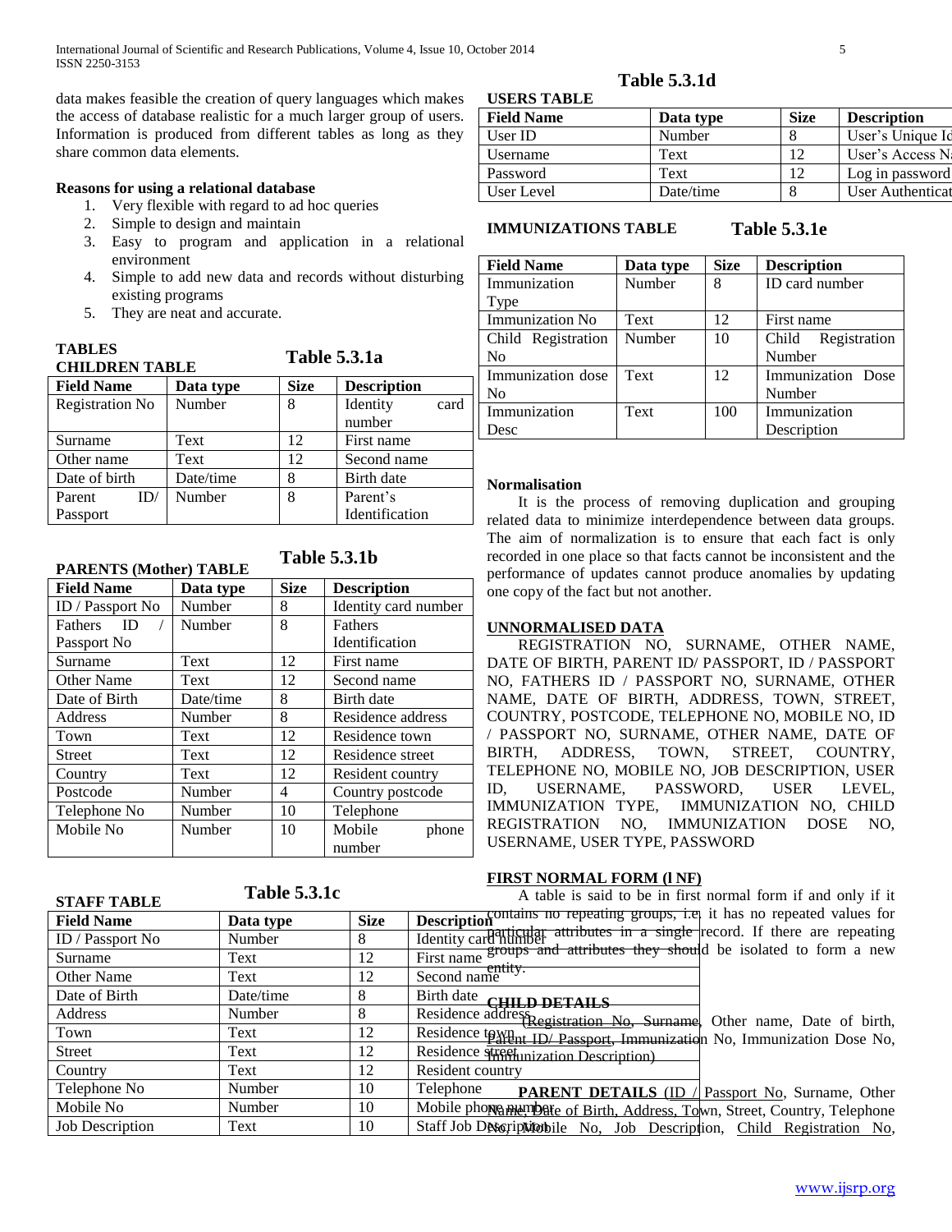data makes feasible the creation of query languages which makes the access of database realistic for a much larger group of users. Information is produced from different tables as long as they share common data elements.

**Reasons for using a relational database**

1. Very flexible with regard to ad hoc queries
2. Simple to design and maintain
3. Easy to program and application in a relational environment
4. Simple to add new data and records without disturbing existing programs
5. They are neat and accurate.

**TABLES**

**CHILDREN TABLE** **Table 5.3.1a**

| Field Name | Data type | Size | Description |
|---|---|---|---|
| Registration No | Number | 8 | Identity card number |
| Surname | Text | 12 | First name |
| Other name | Text | 12 | Second name |
| Date of birth | Date/time | 8 | Birth date |
| Parent ID/ Passport | Number | 8 | Parent's Identification |

**PARENTS (Mother) TABLE** **Table 5.3.1b**

| Field Name | Data type | Size | Description |
|---|---|---|---|
| ID / Passport No | Number | 8 | Identity card number |
| Fathers ID / Passport No | Number | 8 | Fathers Identification |
| Surname | Text | 12 | First name |
| Other Name | Text | 12 | Second name |
| Date of Birth | Date/time | 8 | Birth date |
| Address | Number | 8 | Residence address |
| Town | Text | 12 | Residence town |
| Street | Text | 12 | Residence street |
| Country | Text | 12 | Resident country |
| Postcode | Number | 4 | Country postcode |
| Telephone No | Number | 10 | Telephone |
| Mobile No | Number | 10 | Mobile phone number |

**STAFF TABLE** **Table 5.3.1c**

| Field Name | Data type | Size | Description |
|---|---|---|---|
| ID / Passport No | Number | 8 | Identity card number |
| Surname | Text | 12 | First name |
| Other Name | Text | 12 | Second name |
| Date of Birth | Date/time | 8 | Birth date |
| Address | Number | 8 | Residence address |
| Town | Text | 12 | Residence town |
| Street | Text | 12 | Residence street |
| Country | Text | 12 | Resident country |
| Telephone No | Number | 10 | Telephone |
| Mobile No | Number | 10 | Mobile phone number |
| Job Description | Text | 10 | Staff Job Description |

**Table 5.3.1d**

**USERS TABLE**

| Field Name | Data type | Size | Description |
|---|---|---|---|
| User ID | Number | 8 | User's Unique Id |
| Username | Text | 12 | User's Access Na |
| Password | Text | 12 | Log in password |
| User Level | Date/time | 8 | User Authenticat |

**IMMUNIZATIONS TABLE** **Table 5.3.1e**

| Field Name | Data type | Size | Description |
|---|---|---|---|
| Immunization Type | Number | 8 | ID card number |
| Immunization No | Text | 12 | First name |
| Child Registration No | Number | 10 | Child Registration Number |
| Immunization dose No | Text | 12 | Immunization Dose Number |
| Immunization Desc | Text | 100 | Immunization Description |

**Normalisation**

It is the process of removing duplication and grouping related data to minimize interdependence between data groups. The aim of normalization is to ensure that each fact is only recorded in one place so that facts cannot be inconsistent and the performance of updates cannot produce anomalies by updating one copy of the fact but not another.

**UNNORMALISED DATA**

REGISTRATION NO, SURNAME, OTHER NAME, DATE OF BIRTH, PARENT ID/ PASSPORT, ID / PASSPORT NO, FATHERS ID / PASSPORT NO, SURNAME, OTHER NAME, DATE OF BIRTH, ADDRESS, TOWN, STREET, COUNTRY, POSTCODE, TELEPHONE NO, MOBILE NO, ID / PASSPORT NO, SURNAME, OTHER NAME, DATE OF BIRTH, ADDRESS, TOWN, STREET, COUNTRY, TELEPHONE NO, MOBILE NO, JOB DESCRIPTION, USER ID, USERNAME, PASSWORD, USER LEVEL, IMMUNIZATION TYPE, IMMUNIZATION NO, CHILD REGISTRATION NO, IMMUNIZATION DOSE NO, USERNAME, USER TYPE, PASSWORD

**FIRST NORMAL FORM (l NF)**

A table is said to be in first normal form if and only if it contains no repeating groups, i.e. it has no repeated values for particular attributes in a single record. If there are repeating groups and attributes they should be isolated to form a new entity.

**CHILD DETAILS**

(Registration No, Surname, Other name, Date of birth, Parent ID/ Passport, Immunization No, Immunization Dose No, Immunization Description)

**PARENT DETAILS** (ID / Passport No, Surname, Other Name, Date of Birth, Address, Town, Street, Country, Telephone No, Mobile No, Job Description, Child Registration No,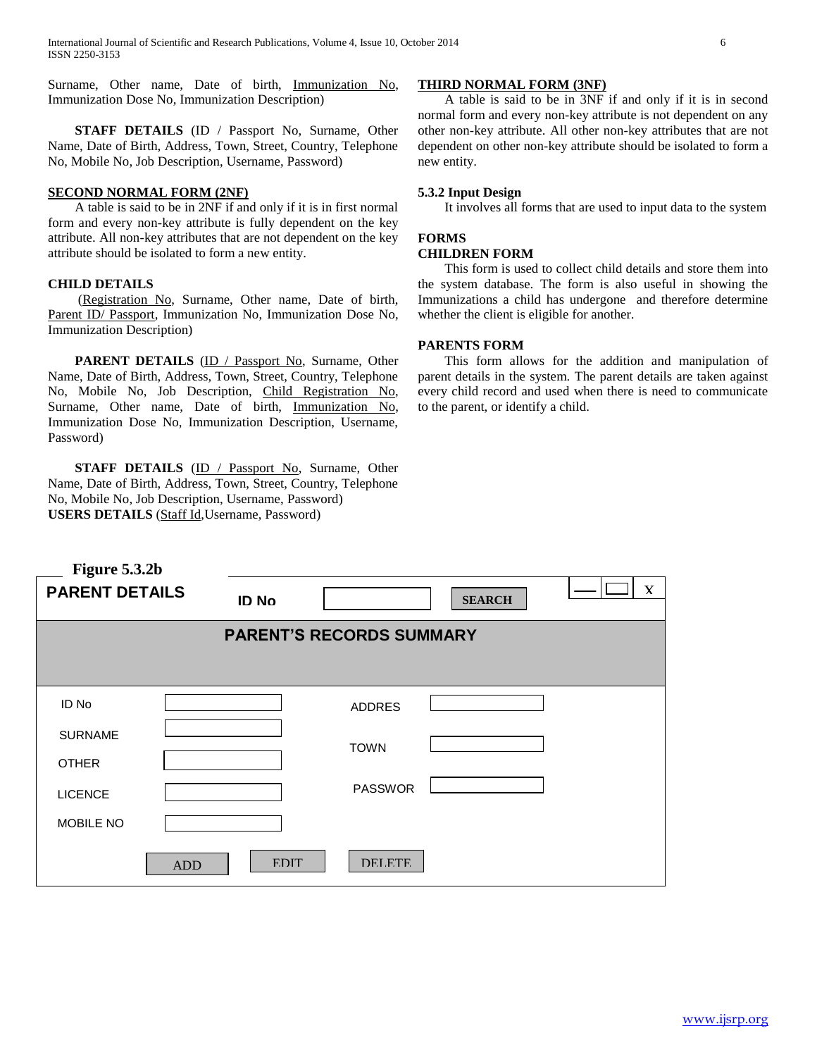Surname, Other name, Date of birth, <u>Immunization No</u>, Immunization Dose No, Immunization Description)

**STAFF DETAILS** (ID / Passport No, Surname, Other Name, Date of Birth, Address, Town, Street, Country, Telephone No, Mobile No, Job Description, Username, Password)

## SECOND NORMAL FORM (2NF)

A table is said to be in 2NF if and only if it is in first normal form and every non-key attribute is fully dependent on the key attribute. All non-key attributes that are not dependent on the key attribute should be isolated to form a new entity.

**CHILD DETAILS**

(<u>Registration No</u>, Surname, Other name, Date of birth, <u>Parent ID/ Passport</u>, Immunization No, Immunization Dose No, Immunization Description)

**PARENT DETAILS** (<u>ID / Passport No</u>, Surname, Other Name, Date of Birth, Address, Town, Street, Country, Telephone No, Mobile No, Job Description, <u>Child Registration No</u>, Surname, Other name, Date of birth, <u>Immunization No</u>, Immunization Dose No, Immunization Description, Username, Password)

**STAFF DETAILS** (<u>ID / Passport No</u>, Surname, Other Name, Date of Birth, Address, Town, Street, Country, Telephone No, Mobile No, Job Description, Username, Password)

**USERS DETAILS** (<u>Staff Id</u>,Username, Password)

## THIRD NORMAL FORM (3NF)

A table is said to be in 3NF if and only if it is in second normal form and every non-key attribute is not dependent on any other non-key attribute. All other non-key attributes that are not dependent on other non-key attribute should be isolated to form a new entity.

### 5.3.2 Input Design

It involves all forms that are used to input data to the system

**FORMS**

**CHILDREN FORM**

This form is used to collect child details and store them into the system database. The form is also useful in showing the Immunizations a child has undergone and therefore determine whether the client is eligible for another.

**PARENTS FORM**

This form allows for the addition and manipulation of parent details in the system. The parent details are taken against every child record and used when there is need to communicate to the parent, or identify a child.

**Figure 5.3.2b**

**PARENT DETAILS** ID No [ ] SEARCH

**PARENT'S RECORDS SUMMARY**

| | | | |
|---|---|---|---|
| ID No | | ADDRES | |
| SURNAME | | TOWN | |
| OTHER | | | |
| LICENCE | | PASSWOR | |
| MOBILE NO | | | |

ADD EDIT DELETE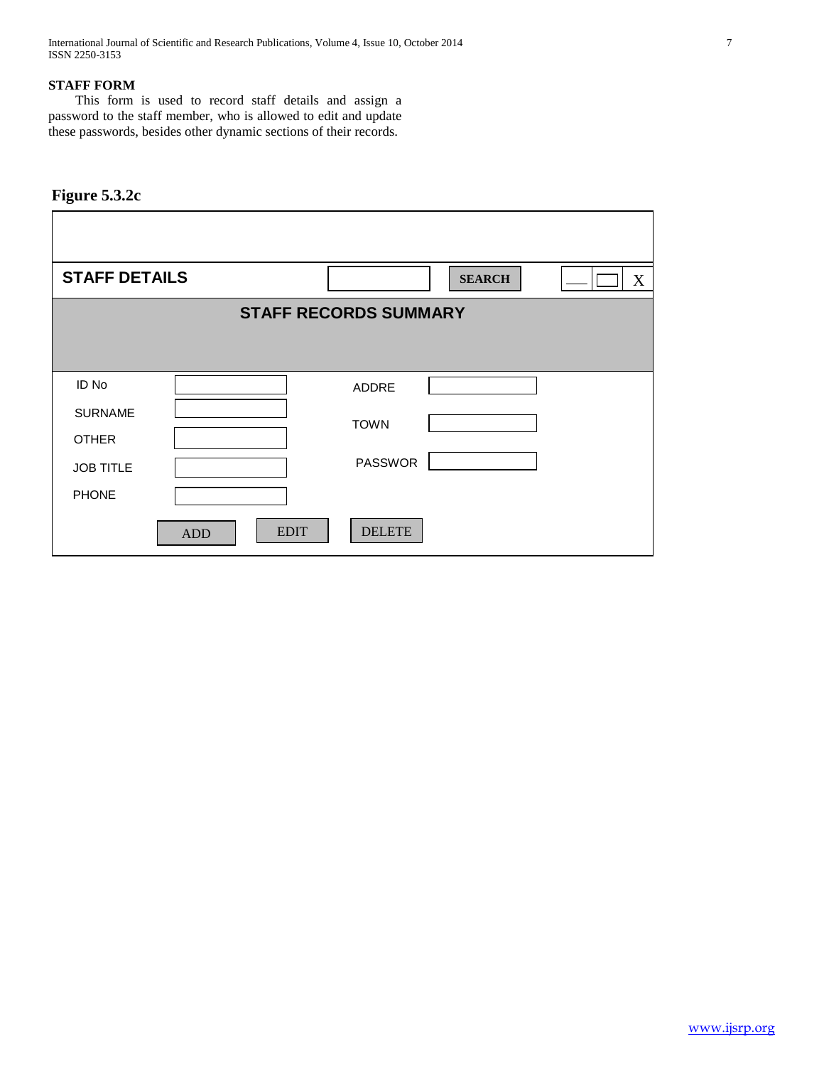**STAFF FORM**

This form is used to record staff details and assign a password to the staff member, who is allowed to edit and update these passwords, besides other dynamic sections of their records.

**Figure 5.3.2c**

STAFF DETAILS [ ] SEARCH — ☐ X

STAFF RECORDS SUMMARY

| | | | |
|---|---|---|---|
| ID No | [ ] | ADDRE | [ ] |
| SURNAME | [ ] | TOWN | [ ] |
| OTHER | [ ] | PASSWOR | [ ] |
| JOB TITLE | [ ] | | |
| PHONE | [ ] | | |

ADD EDIT DELETE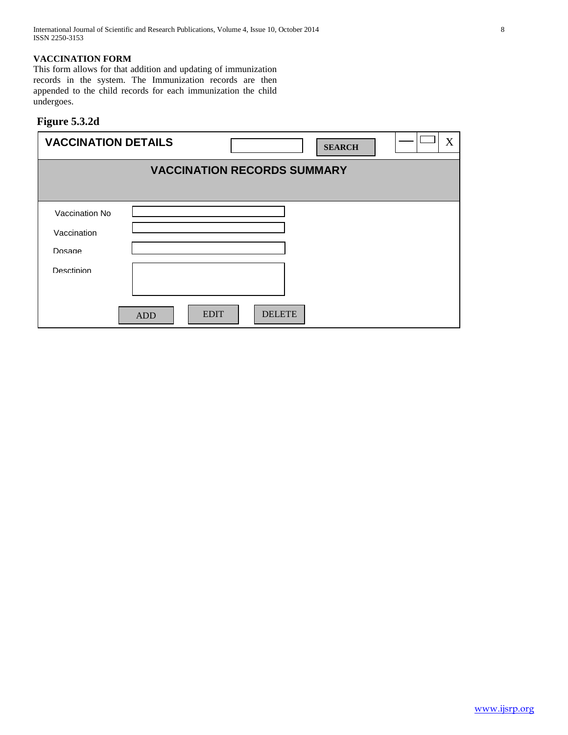### VACCINATION FORM

This form allows for that addition and updating of immunization records in the system. The Immunization records are then appended to the child records for each immunization the child undergoes.

**Figure 5.3.2d**

**VACCINATION DETAILS** SEARCH

**VACCINATION RECORDS SUMMARY**

Vaccination No

Vaccination

Dosage

Desctipion

ADD EDIT DELETE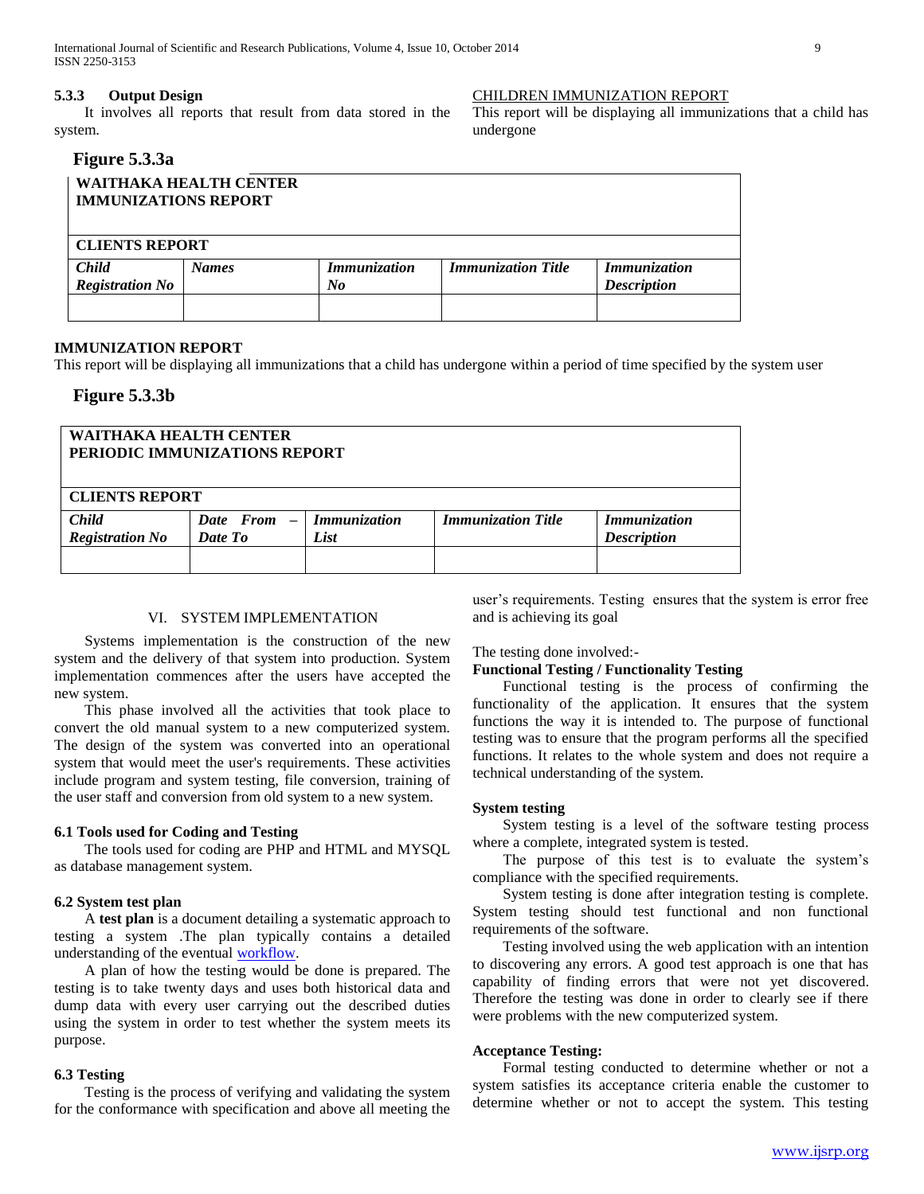### 5.3.3 Output Design

It involves all reports that result from data stored in the system.

CHILDREN IMMUNIZATION REPORT

This report will be displaying all immunizations that a child has undergone

**Figure 5.3.3a**

| **WAITHAKA HEALTH CENTER IMMUNIZATIONS REPORT** | | | | |
|---|---|---|---|---|
| **CLIENTS REPORT** | | | | |
| ***Child Registration No*** | ***Names*** | ***Immunization No*** | ***Immunization Title*** | ***Immunization Description*** |
| | | | | |

**IMMUNIZATION REPORT**

This report will be displaying all immunizations that a child has undergone within a period of time specified by the system user

**Figure 5.3.3b**

| **WAITHAKA HEALTH CENTER PERIODIC IMMUNIZATIONS REPORT** | | | | |
|---|---|---|---|---|
| **CLIENTS REPORT** | | | | |
| ***Child Registration No*** | ***Date From – Date To*** | ***Immunization List*** | ***Immunization Title*** | ***Immunization Description*** |
| | | | | |

## VI. SYSTEM IMPLEMENTATION

Systems implementation is the construction of the new system and the delivery of that system into production. System implementation commences after the users have accepted the new system.

This phase involved all the activities that took place to convert the old manual system to a new computerized system. The design of the system was converted into an operational system that would meet the user's requirements. These activities include program and system testing, file conversion, training of the user staff and conversion from old system to a new system.

### 6.1 Tools used for Coding and Testing

The tools used for coding are PHP and HTML and MYSQL as database management system.

### 6.2 System test plan

A **test plan** is a document detailing a systematic approach to testing a system .The plan typically contains a detailed understanding of the eventual workflow.

A plan of how the testing would be done is prepared. The testing is to take twenty days and uses both historical data and dump data with every user carrying out the described duties using the system in order to test whether the system meets its purpose.

### 6.3 Testing

Testing is the process of verifying and validating the system for the conformance with specification and above all meeting the user's requirements. Testing ensures that the system is error free and is achieving its goal

The testing done involved:-

**Functional Testing / Functionality Testing**

Functional testing is the process of confirming the functionality of the application. It ensures that the system functions the way it is intended to. The purpose of functional testing was to ensure that the program performs all the specified functions. It relates to the whole system and does not require a technical understanding of the system.

**System testing**

System testing is a level of the software testing process where a complete, integrated system is tested.

The purpose of this test is to evaluate the system's compliance with the specified requirements.

System testing is done after integration testing is complete. System testing should test functional and non functional requirements of the software.

Testing involved using the web application with an intention to discovering any errors. A good test approach is one that has capability of finding errors that were not yet discovered. Therefore the testing was done in order to clearly see if there were problems with the new computerized system.

**Acceptance Testing:**

Formal testing conducted to determine whether or not a system satisfies its acceptance criteria enable the customer to determine whether or not to accept the system. This testing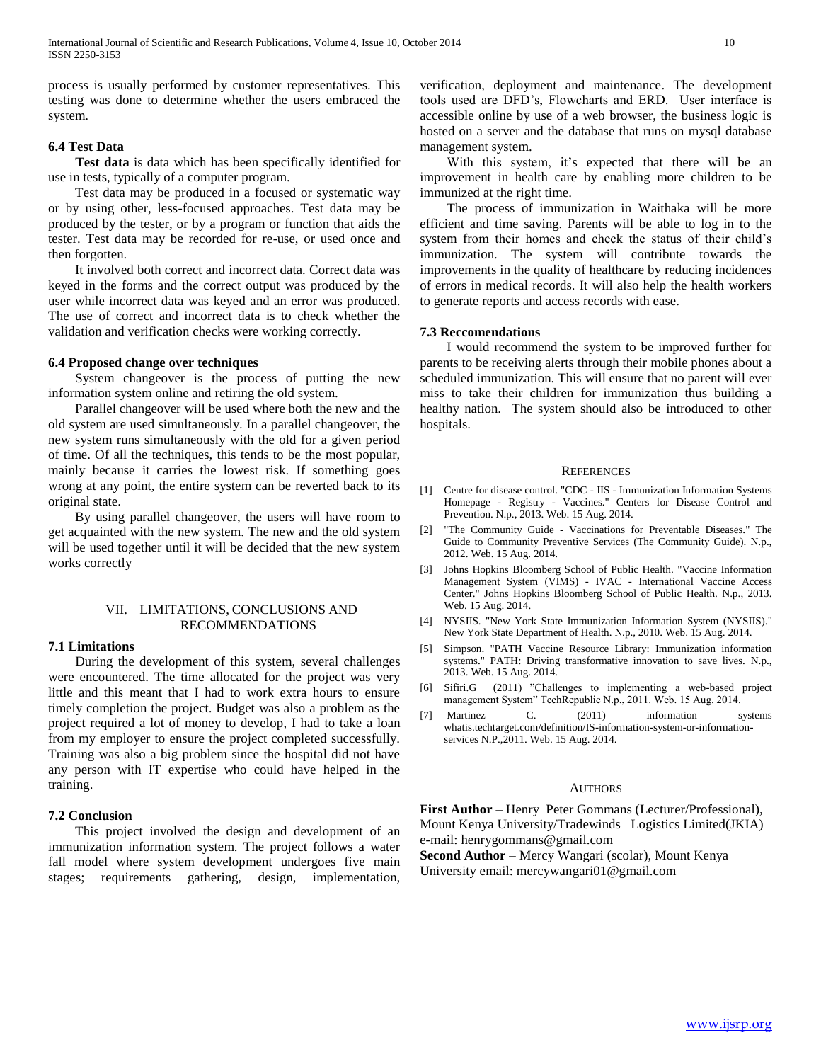process is usually performed by customer representatives. This testing was done to determine whether the users embraced the system.

### 6.4 Test Data

**Test data** is data which has been specifically identified for use in tests, typically of a computer program.

Test data may be produced in a focused or systematic way or by using other, less-focused approaches. Test data may be produced by the tester, or by a program or function that aids the tester. Test data may be recorded for re-use, or used once and then forgotten.

It involved both correct and incorrect data. Correct data was keyed in the forms and the correct output was produced by the user while incorrect data was keyed and an error was produced. The use of correct and incorrect data is to check whether the validation and verification checks were working correctly.

### 6.4 Proposed change over techniques

System changeover is the process of putting the new information system online and retiring the old system.

Parallel changeover will be used where both the new and the old system are used simultaneously. In a parallel changeover, the new system runs simultaneously with the old for a given period of time. Of all the techniques, this tends to be the most popular, mainly because it carries the lowest risk. If something goes wrong at any point, the entire system can be reverted back to its original state.

By using parallel changeover, the users will have room to get acquainted with the new system. The new and the old system will be used together until it will be decided that the new system works correctly

## VII. LIMITATIONS, CONCLUSIONS AND RECOMMENDATIONS

### 7.1 Limitations

During the development of this system, several challenges were encountered. The time allocated for the project was very little and this meant that I had to work extra hours to ensure timely completion the project. Budget was also a problem as the project required a lot of money to develop, I had to take a loan from my employer to ensure the project completed successfully. Training was also a big problem since the hospital did not have any person with IT expertise who could have helped in the training.

### 7.2 Conclusion

This project involved the design and development of an immunization information system. The project follows a water fall model where system development undergoes five main stages; requirements gathering, design, implementation, verification, deployment and maintenance. The development tools used are DFD's, Flowcharts and ERD. User interface is accessible online by use of a web browser, the business logic is hosted on a server and the database that runs on mysql database management system.

With this system, it's expected that there will be an improvement in health care by enabling more children to be immunized at the right time.

The process of immunization in Waithaka will be more efficient and time saving. Parents will be able to log in to the system from their homes and check the status of their child's immunization. The system will contribute towards the improvements in the quality of healthcare by reducing incidences of errors in medical records. It will also help the health workers to generate reports and access records with ease.

### 7.3 Reccomendations

I would recommend the system to be improved further for parents to be receiving alerts through their mobile phones about a scheduled immunization. This will ensure that no parent will ever miss to take their children for immunization thus building a healthy nation. The system should also be introduced to other hospitals.

## REFERENCES

[1] Centre for disease control. "CDC - IIS - Immunization Information Systems Homepage - Registry - Vaccines." Centers for Disease Control and Prevention. N.p., 2013. Web. 15 Aug. 2014.

[2] "The Community Guide - Vaccinations for Preventable Diseases." The Guide to Community Preventive Services (The Community Guide). N.p., 2012. Web. 15 Aug. 2014.

[3] Johns Hopkins Bloomberg School of Public Health. "Vaccine Information Management System (VIMS) - IVAC - International Vaccine Access Center." Johns Hopkins Bloomberg School of Public Health. N.p., 2013. Web. 15 Aug. 2014.

[4] NYSIIS. "New York State Immunization Information System (NYSIIS)." New York State Department of Health. N.p., 2010. Web. 15 Aug. 2014.

[5] Simpson. "PATH Vaccine Resource Library: Immunization information systems." PATH: Driving transformative innovation to save lives. N.p., 2013. Web. 15 Aug. 2014.

[6] Sifiri.G (2011) "Challenges to implementing a web-based project management System" TechRepublic N.p., 2011. Web. 15 Aug. 2014.

[7] Martinez C. (2011) information systems whatis.techtarget.com/definition/IS-information-system-or-information-services N.P.,2011. Web. 15 Aug. 2014.

## AUTHORS

**First Author** – Henry Peter Gommans (Lecturer/Professional), Mount Kenya University/Tradewinds Logistics Limited(JKIA) e-mail: henrygommans@gmail.com

**Second Author** – Mercy Wangari (scolar), Mount Kenya University email: mercywangari01@gmail.com